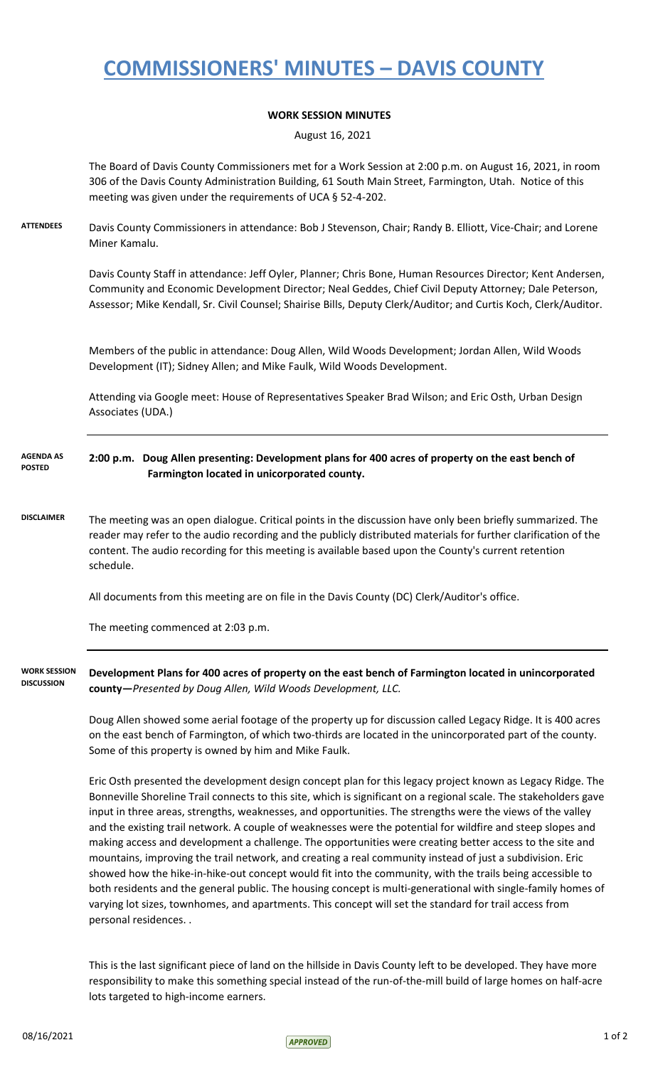# COMMISSIONERS' MINUTES – DAVIS COUNTY

**WORK SESSION MINUTES**

August 16, 2021

The Board of Davis County Commissioners met for a Work Session at 2:00 p.m. on August 16, 2021, in room 306 of the Davis County Administration Building, 61 South Main Street, Farmington, Utah. Notice of this meeting was given under the requirements of UCA § 52-4-202.

**ATTENDEES**

Davis County Commissioners in attendance: Bob J Stevenson, Chair; Randy B. Elliott, Vice-Chair; and Lorene Miner Kamalu.

Davis County Staff in attendance: Jeff Oyler, Planner; Chris Bone, Human Resources Director; Kent Andersen, Community and Economic Development Director; Neal Geddes, Chief Civil Deputy Attorney; Dale Peterson, Assessor; Mike Kendall, Sr. Civil Counsel; Shairise Bills, Deputy Clerk/Auditor; and Curtis Koch, Clerk/Auditor.

Members of the public in attendance: Doug Allen, Wild Woods Development; Jordan Allen, Wild Woods Development (IT); Sidney Allen; and Mike Faulk, Wild Woods Development.

Attending via Google meet: House of Representatives Speaker Brad Wilson; and Eric Osth, Urban Design Associates (UDA.)

**AGENDA AS POSTED**

**2:00 p.m. Doug Allen presenting: Development plans for 400 acres of property on the east bench of Farmington located in unincorporated county.**

**DISCLAIMER**

The meeting was an open dialogue. Critical points in the discussion have only been briefly summarized. The reader may refer to the audio recording and the publicly distributed materials for further clarification of the content. The audio recording for this meeting is available based upon the County's current retention schedule.

All documents from this meeting are on file in the Davis County (DC) Clerk/Auditor's office.

The meeting commenced at 2:03 p.m.

**WORK SESSION DISCUSSION**

**Development Plans for 400 acres of property on the east bench of Farmington located in unincorporated county—***Presented by Doug Allen, Wild Woods Development, LLC.*

Doug Allen showed some aerial footage of the property up for discussion called Legacy Ridge. It is 400 acres on the east bench of Farmington, of which two-thirds are located in the unincorporated part of the county. Some of this property is owned by him and Mike Faulk.

Eric Osth presented the development design concept plan for this legacy project known as Legacy Ridge. The Bonneville Shoreline Trail connects to this site, which is significant on a regional scale. The stakeholders gave input in three areas, strengths, weaknesses, and opportunities. The strengths were the views of the valley and the existing trail network. A couple of weaknesses were the potential for wildfire and steep slopes and making access and development a challenge. The opportunities were creating better access to the site and mountains, improving the trail network, and creating a real community instead of just a subdivision. Eric showed how the hike-in-hike-out concept would fit into the community, with the trails being accessible to both residents and the general public. The housing concept is multi-generational with single-family homes of varying lot sizes, townhomes, and apartments. This concept will set the standard for trail access from personal residences. .

This is the last significant piece of land on the hillside in Davis County left to be developed. They have more responsibility to make this something special instead of the run-of-the-mill build of large homes on half-acre lots targeted to high-income earners.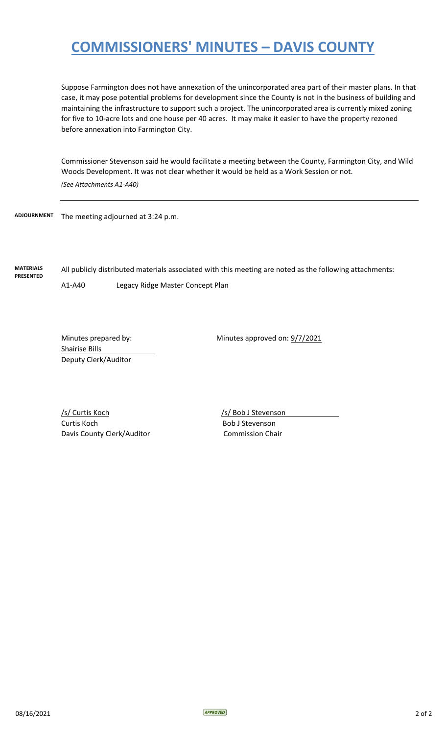# COMMISSIONERS' MINUTES – DAVIS COUNTY

Suppose Farmington does not have annexation of the unincorporated area part of their master plans. In that case, it may pose potential problems for development since the County is not in the business of building and maintaining the infrastructure to support such a project. The unincorporated area is currently mixed zoning for five to 10-acre lots and one house per 40 acres. It may make it easier to have the property rezoned before annexation into Farmington City.

Commissioner Stevenson said he would facilitate a meeting between the County, Farmington City, and Wild Woods Development. It was not clear whether it would be held as a Work Session or not.

*(See Attachments A1-A40)*

**ADJOURNMENT** The meeting adjourned at 3:24 p.m.

**MATERIALS PRESENTED** All publicly distributed materials associated with this meeting are noted as the following attachments:

A1-A40 Legacy Ridge Master Concept Plan

Minutes prepared by:
Shairise Bills
Deputy Clerk/Auditor

Minutes approved on: 9/7/2021

/s/ Curtis Koch
Curtis Koch
Davis County Clerk/Auditor

/s/ Bob J Stevenson
Bob J Stevenson
Commission Chair

08/16/2021 APPROVED